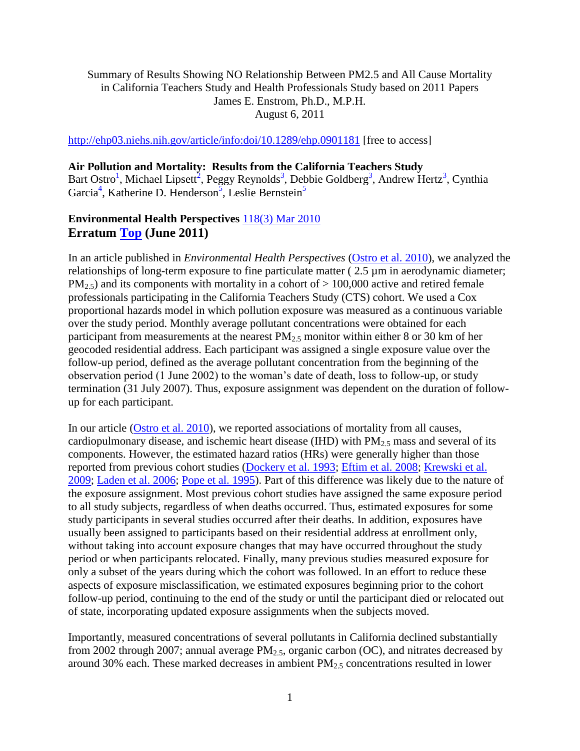Summary of Results Showing NO Relationship Between PM2.5 and All Cause Mortality in California Teachers Study and Health Professionals Study based on 2011 Papers
James E. Enstrom, Ph.D., M.P.H.
August 6, 2011

http://ehp03.niehs.nih.gov/article/info:doi/10.1289/ehp.0901181 [free to access]

**Air Pollution and Mortality: Results from the California Teachers Study**
Bart Ostro[1], Michael Lipsett[2], Peggy Reynolds[3], Debbie Goldberg[3], Andrew Hertz[3], Cynthia Garcia[4], Katherine D. Henderson[5], Leslie Bernstein[5]

**Environmental Health Perspectives** 118(3) Mar 2010
## Erratum Top (June 2011)

In an article published in *Environmental Health Perspectives* (Ostro et al. 2010), we analyzed the relationships of long-term exposure to fine particulate matter ( 2.5 µm in aerodynamic diameter; $PM_{2.5}$) and its components with mortality in a cohort of > 100,000 active and retired female professionals participating in the California Teachers Study (CTS) cohort. We used a Cox proportional hazards model in which pollution exposure was measured as a continuous variable over the study period. Monthly average pollutant concentrations were obtained for each participant from measurements at the nearest $PM_{2.5}$ monitor within either 8 or 30 km of her geocoded residential address. Each participant was assigned a single exposure value over the follow-up period, defined as the average pollutant concentration from the beginning of the observation period (1 June 2002) to the woman's date of death, loss to follow-up, or study termination (31 July 2007). Thus, exposure assignment was dependent on the duration of follow-up for each participant.

In our article (Ostro et al. 2010), we reported associations of mortality from all causes, cardiopulmonary disease, and ischemic heart disease (IHD) with $PM_{2.5}$ mass and several of its components. However, the estimated hazard ratios (HRs) were generally higher than those reported from previous cohort studies (Dockery et al. 1993; Eftim et al. 2008; Krewski et al. 2009; Laden et al. 2006; Pope et al. 1995). Part of this difference was likely due to the nature of the exposure assignment. Most previous cohort studies have assigned the same exposure period to all study subjects, regardless of when deaths occurred. Thus, estimated exposures for some study participants in several studies occurred after their deaths. In addition, exposures have usually been assigned to participants based on their residential address at enrollment only, without taking into account exposure changes that may have occurred throughout the study period or when participants relocated. Finally, many previous studies measured exposure for only a subset of the years during which the cohort was followed. In an effort to reduce these aspects of exposure misclassification, we estimated exposures beginning prior to the cohort follow-up period, continuing to the end of the study or until the participant died or relocated out of state, incorporating updated exposure assignments when the subjects moved.

Importantly, measured concentrations of several pollutants in California declined substantially from 2002 through 2007; annual average $PM_{2.5}$, organic carbon (OC), and nitrates decreased by around 30% each. These marked decreases in ambient $PM_{2.5}$ concentrations resulted in lower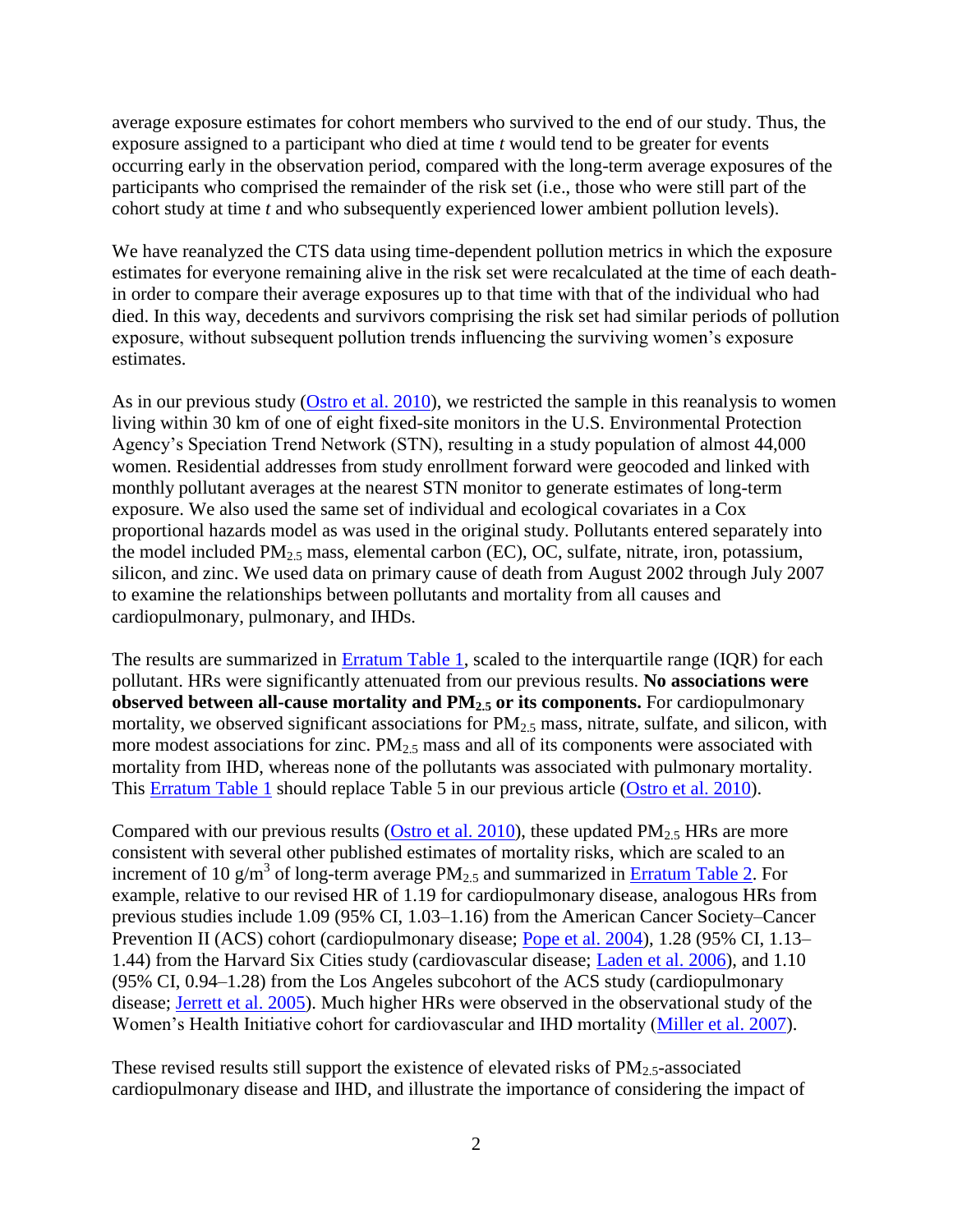average exposure estimates for cohort members who survived to the end of our study. Thus, the exposure assigned to a participant who died at time *t* would tend to be greater for events occurring early in the observation period, compared with the long-term average exposures of the participants who comprised the remainder of the risk set (i.e., those who were still part of the cohort study at time *t* and who subsequently experienced lower ambient pollution levels).

We have reanalyzed the CTS data using time-dependent pollution metrics in which the exposure estimates for everyone remaining alive in the risk set were recalculated at the time of each death-in order to compare their average exposures up to that time with that of the individual who had died. In this way, decedents and survivors comprising the risk set had similar periods of pollution exposure, without subsequent pollution trends influencing the surviving women's exposure estimates.

As in our previous study (Ostro et al. 2010), we restricted the sample in this reanalysis to women living within 30 km of one of eight fixed-site monitors in the U.S. Environmental Protection Agency's Speciation Trend Network (STN), resulting in a study population of almost 44,000 women. Residential addresses from study enrollment forward were geocoded and linked with monthly pollutant averages at the nearest STN monitor to generate estimates of long-term exposure. We also used the same set of individual and ecological covariates in a Cox proportional hazards model as was used in the original study. Pollutants entered separately into the model included $PM_{2.5}$ mass, elemental carbon (EC), OC, sulfate, nitrate, iron, potassium, silicon, and zinc. We used data on primary cause of death from August 2002 through July 2007 to examine the relationships between pollutants and mortality from all causes and cardiopulmonary, pulmonary, and IHDs.

The results are summarized in Erratum Table 1, scaled to the interquartile range (IQR) for each pollutant. HRs were significantly attenuated from our previous results. **No associations were observed between all-cause mortality and $PM_{2.5}$ or its components.** For cardiopulmonary mortality, we observed significant associations for $PM_{2.5}$ mass, nitrate, sulfate, and silicon, with more modest associations for zinc. $PM_{2.5}$ mass and all of its components were associated with mortality from IHD, whereas none of the pollutants was associated with pulmonary mortality. This Erratum Table 1 should replace Table 5 in our previous article (Ostro et al. 2010).

Compared with our previous results (Ostro et al. 2010), these updated $PM_{2.5}$ HRs are more consistent with several other published estimates of mortality risks, which are scaled to an increment of 10 $g/m^3$ of long-term average $PM_{2.5}$ and summarized in Erratum Table 2. For example, relative to our revised HR of 1.19 for cardiopulmonary disease, analogous HRs from previous studies include 1.09 (95% CI, 1.03–1.16) from the American Cancer Society–Cancer Prevention II (ACS) cohort (cardiopulmonary disease; Pope et al. 2004), 1.28 (95% CI, 1.13–1.44) from the Harvard Six Cities study (cardiovascular disease; Laden et al. 2006), and 1.10 (95% CI, 0.94–1.28) from the Los Angeles subcohort of the ACS study (cardiopulmonary disease; Jerrett et al. 2005). Much higher HRs were observed in the observational study of the Women's Health Initiative cohort for cardiovascular and IHD mortality (Miller et al. 2007).

These revised results still support the existence of elevated risks of $PM_{2.5}$-associated cardiopulmonary disease and IHD, and illustrate the importance of considering the impact of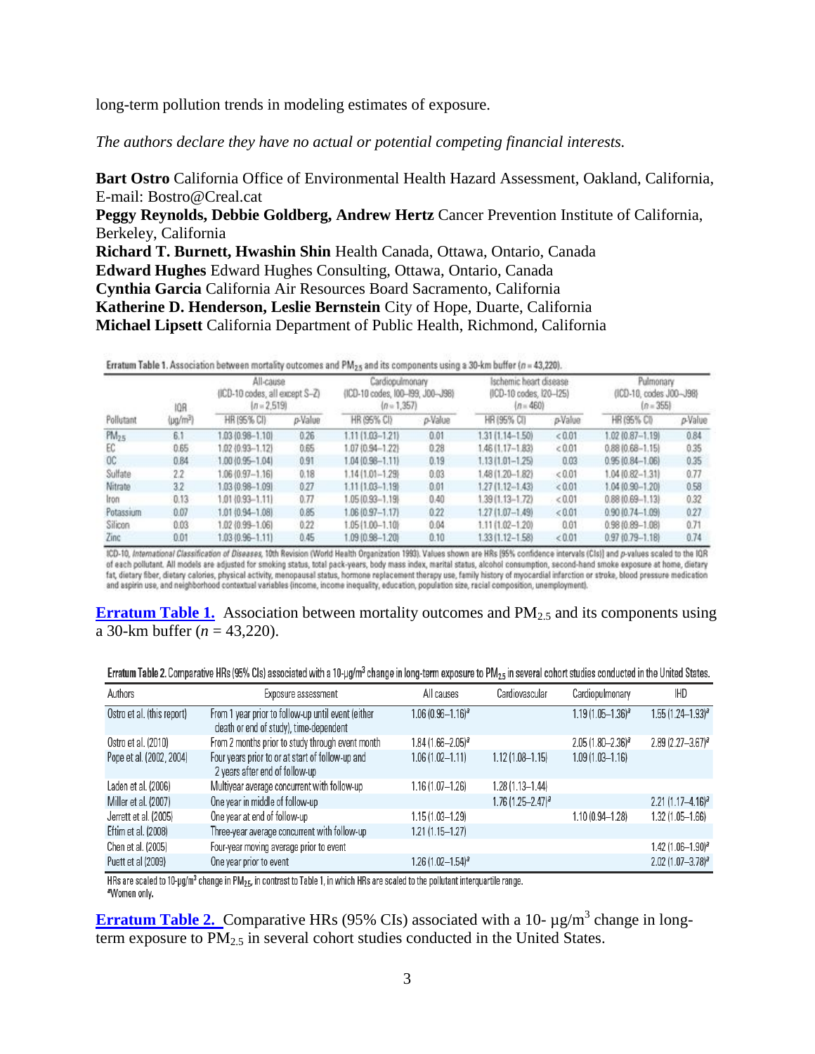long-term pollution trends in modeling estimates of exposure.

*The authors declare they have no actual or potential competing financial interests.*

**Bart Ostro** California Office of Environmental Health Hazard Assessment, Oakland, California, E-mail: Bostro@Creal.cat
**Peggy Reynolds, Debbie Goldberg, Andrew Hertz** Cancer Prevention Institute of California, Berkeley, California
**Richard T. Burnett, Hwashin Shin** Health Canada, Ottawa, Ontario, Canada
**Edward Hughes** Edward Hughes Consulting, Ottawa, Ontario, Canada
**Cynthia Garcia** California Air Resources Board Sacramento, California
**Katherine D. Henderson, Leslie Bernstein** City of Hope, Duarte, California
**Michael Lipsett** California Department of Public Health, Richmond, California

Erratum Table 1. Association between mortality outcomes and $PM_{2.5}$ and its components using a 30-km buffer ($n$ = 43,220).

| Pollutant | IQR (μg/m³) | All-cause (ICD-10 codes, all except S–Z) ($n$ = 2,519) HR (95% CI) | $p$-Value | Cardiopulmonary (ICD-10 codes, I00–I99, J00–J98) ($n$ = 1,357) HR (95% CI) | $p$-Value | Ischemic heart disease (ICD-10 codes, I20–I25) ($n$ = 460) HR (95% CI) | $p$-Value | Pulmonary (ICD-10, codes J00–J98) ($n$ = 355) HR (95% CI) | $p$-Value |
|---|---|---|---|---|---|---|---|---|---|
| $PM_{2.5}$ | 6.1 | 1.03 (0.98–1.10) | 0.26 | 1.11 (1.03–1.21) | 0.01 | 1.31 (1.14–1.50) | < 0.01 | 1.02 (0.87–1.19) | 0.84 |
| EC | 0.65 | 1.02 (0.93–1.12) | 0.65 | 1.07 (0.94–1.22) | 0.28 | 1.46 (1.17–1.83) | < 0.01 | 0.88 (0.68–1.15) | 0.35 |
| OC | 0.84 | 1.00 (0.95–1.04) | 0.91 | 1.04 (0.98–1.11) | 0.19 | 1.13 (1.01–1.25) | 0.03 | 0.95 (0.84–1.06) | 0.35 |
| Sulfate | 2.2 | 1.06 (0.97–1.16) | 0.18 | 1.14 (1.01–1.29) | 0.03 | 1.48 (1.20–1.82) | < 0.01 | 1.04 (0.82–1.31) | 0.77 |
| Nitrate | 3.2 | 1.03 (0.98–1.09) | 0.27 | 1.11 (1.03–1.19) | 0.01 | 1.27 (1.12–1.43) | < 0.01 | 1.04 (0.90–1.20) | 0.58 |
| Iron | 0.13 | 1.01 (0.93–1.11) | 0.77 | 1.05 (0.93–1.19) | 0.40 | 1.39 (1.13–1.72) | < 0.01 | 0.88 (0.69–1.13) | 0.32 |
| Potassium | 0.07 | 1.01 (0.94–1.08) | 0.85 | 1.06 (0.97–1.17) | 0.22 | 1.27 (1.07–1.49) | < 0.01 | 0.90 (0.74–1.09) | 0.27 |
| Silicon | 0.03 | 1.02 (0.99–1.06) | 0.22 | 1.05 (1.00–1.10) | 0.04 | 1.11 (1.02–1.20) | 0.01 | 0.98 (0.89–1.08) | 0.71 |
| Zinc | 0.01 | 1.03 (0.96–1.11) | 0.45 | 1.09 (0.98–1.20) | 0.10 | 1.33 (1.12–1.58) | < 0.01 | 0.97 (0.79–1.18) | 0.74 |

ICD-10, *International Classification of Diseases*, 10th Revision (World Health Organization 1993). Values shown are HRs [95% confidence intervals (CIs)] and $p$-values scaled to the IQR of each pollutant. All models are adjusted for smoking status, total pack-years, body mass index, marital status, alcohol consumption, second-hand smoke exposure at home, dietary fat, dietary fiber, dietary calories, physical activity, menopausal status, hormone replacement therapy use, family history of myocardial infarction or stroke, blood pressure medication and aspirin use, and neighborhood contextual variables (income, income inequality, education, population size, racial composition, unemployment).

**Erratum Table 1.** Association between mortality outcomes and $PM_{2.5}$ and its components using a 30-km buffer ($n$ = 43,220).

Erratum Table 2. Comparative HRs (95% CIs) associated with a 10-μg/m³ change in long-term exposure to $PM_{2.5}$ in several cohort studies conducted in the United States.

| Authors | Exposure assessment | All causes | Cardiovascular | Cardiopulmonary | IHD |
|---|---|---|---|---|---|
| Ostro et al. (this report) | From 1 year prior to follow-up until event (either death or end of study), time-dependent | 1.06 (0.96–1.16)[a] | | 1.19 (1.05–1.36)[a] | 1.55 (1.24–1.93)[a] |
| Ostro et al. (2010) | From 2 months prior to study through event month | 1.84 (1.66–2.05)[a] | | 2.05 (1.80–2.36)[a] | 2.89 (2.27–3.67)[a] |
| Pope et al. (2002, 2004) | Four years prior to or at start of follow-up and 2 years after end of follow-up | 1.06 (1.02–1.11) | 1.12 (1.08–1.15) | 1.09 (1.03–1.16) | |
| Laden et al. (2006) | Multiyear average concurrent with follow-up | 1.16 (1.07–1.26) | 1.28 (1.13–1.44) | | |
| Miller et al. (2007) | One year in middle of follow-up | | 1.76 (1.25–2.47)[a] | | 2.21 (1.17–4.16)[a] |
| Jerrett et al. (2005) | One year at end of follow-up | 1.15 (1.03–1.29) | | 1.10 (0.94–1.28) | 1.32 (1.05–1.66) |
| Eftim et al. (2008) | Three-year average concurrent with follow-up | 1.21 (1.15–1.27) | | | |
| Chen et al. (2005) | Four-year moving average prior to event | | | | 1.42 (1.06–1.90)[a] |
| Puett et al (2009) | One year prior to event | 1.26 (1.02–1.54)[a] | | | 2.02 (1.07–3.78)[a] |

HRs are scaled to 10-μg/m³ change in $PM_{2.5}$, in contrast to Table 1, in which HRs are scaled to the pollutant interquartile range.
[a]Women only.

**Erratum Table 2.** Comparative HRs (95% CIs) associated with a 10- μg/m³ change in long-term exposure to $PM_{2.5}$ in several cohort studies conducted in the United States.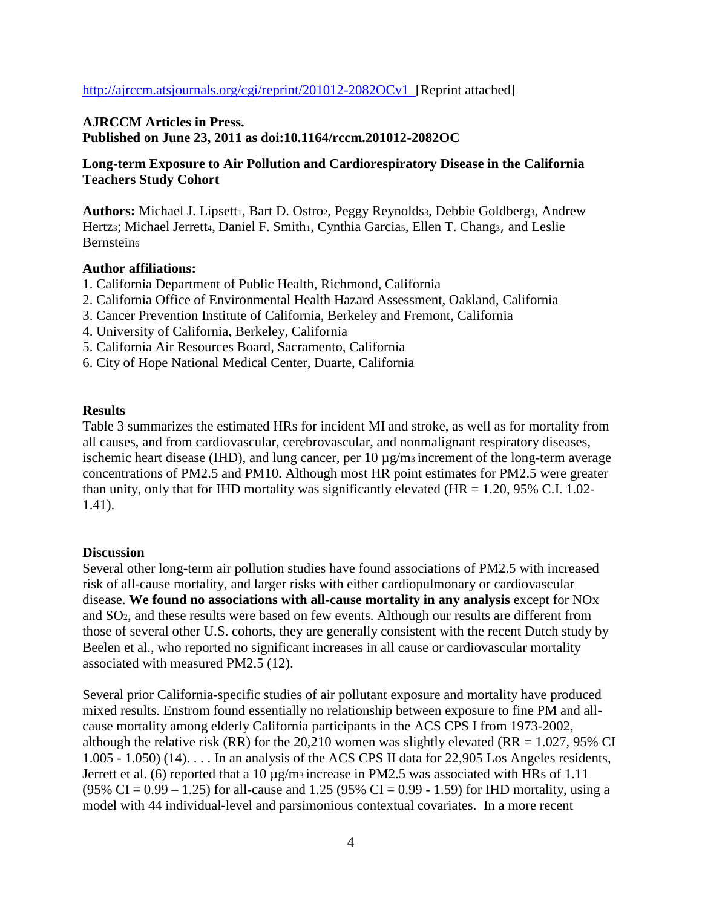http://ajrccm.atsjournals.org/cgi/reprint/201012-2082OCv1 [Reprint attached]

**AJRCCM Articles in Press.**
**Published on June 23, 2011 as doi:10.1164/rccm.201012-2082OC**

**Long-term Exposure to Air Pollution and Cardiorespiratory Disease in the California Teachers Study Cohort**

**Authors:** Michael J. Lipsett[1], Bart D. Ostro[2], Peggy Reynolds[3], Debbie Goldberg[3], Andrew Hertz[3]; Michael Jerrett[4], Daniel F. Smith[1], Cynthia Garcia[5], Ellen T. Chang[3], and Leslie Bernstein[6]

**Author affiliations:**

1. California Department of Public Health, Richmond, California
2. California Office of Environmental Health Hazard Assessment, Oakland, California
3. Cancer Prevention Institute of California, Berkeley and Fremont, California
4. University of California, Berkeley, California
5. California Air Resources Board, Sacramento, California
6. City of Hope National Medical Center, Duarte, California

**Results**

Table 3 summarizes the estimated HRs for incident MI and stroke, as well as for mortality from all causes, and from cardiovascular, cerebrovascular, and nonmalignant respiratory diseases, ischemic heart disease (IHD), and lung cancer, per 10 µg/$m^3$ increment of the long-term average concentrations of PM2.5 and PM10. Although most HR point estimates for PM2.5 were greater than unity, only that for IHD mortality was significantly elevated (HR = 1.20, 95% C.I. 1.02-1.41).

**Discussion**

Several other long-term air pollution studies have found associations of PM2.5 with increased risk of all-cause mortality, and larger risks with either cardiopulmonary or cardiovascular disease. **We found no associations with all-cause mortality in any analysis** except for $NO_x$ and $SO_2$, and these results were based on few events. Although our results are different from those of several other U.S. cohorts, they are generally consistent with the recent Dutch study by Beelen et al., who reported no significant increases in all cause or cardiovascular mortality associated with measured PM2.5 (12).

Several prior California-specific studies of air pollutant exposure and mortality have produced mixed results. Enstrom found essentially no relationship between exposure to fine PM and all-cause mortality among elderly California participants in the ACS CPS I from 1973-2002, although the relative risk (RR) for the 20,210 women was slightly elevated (RR = 1.027, 95% CI 1.005 - 1.050) (14). . . . In an analysis of the ACS CPS II data for 22,905 Los Angeles residents, Jerrett et al. (6) reported that a 10 µg/$m^3$ increase in PM2.5 was associated with HRs of 1.11 (95% CI = 0.99 – 1.25) for all-cause and 1.25 (95% CI = 0.99 - 1.59) for IHD mortality, using a model with 44 individual-level and parsimonious contextual covariates. In a more recent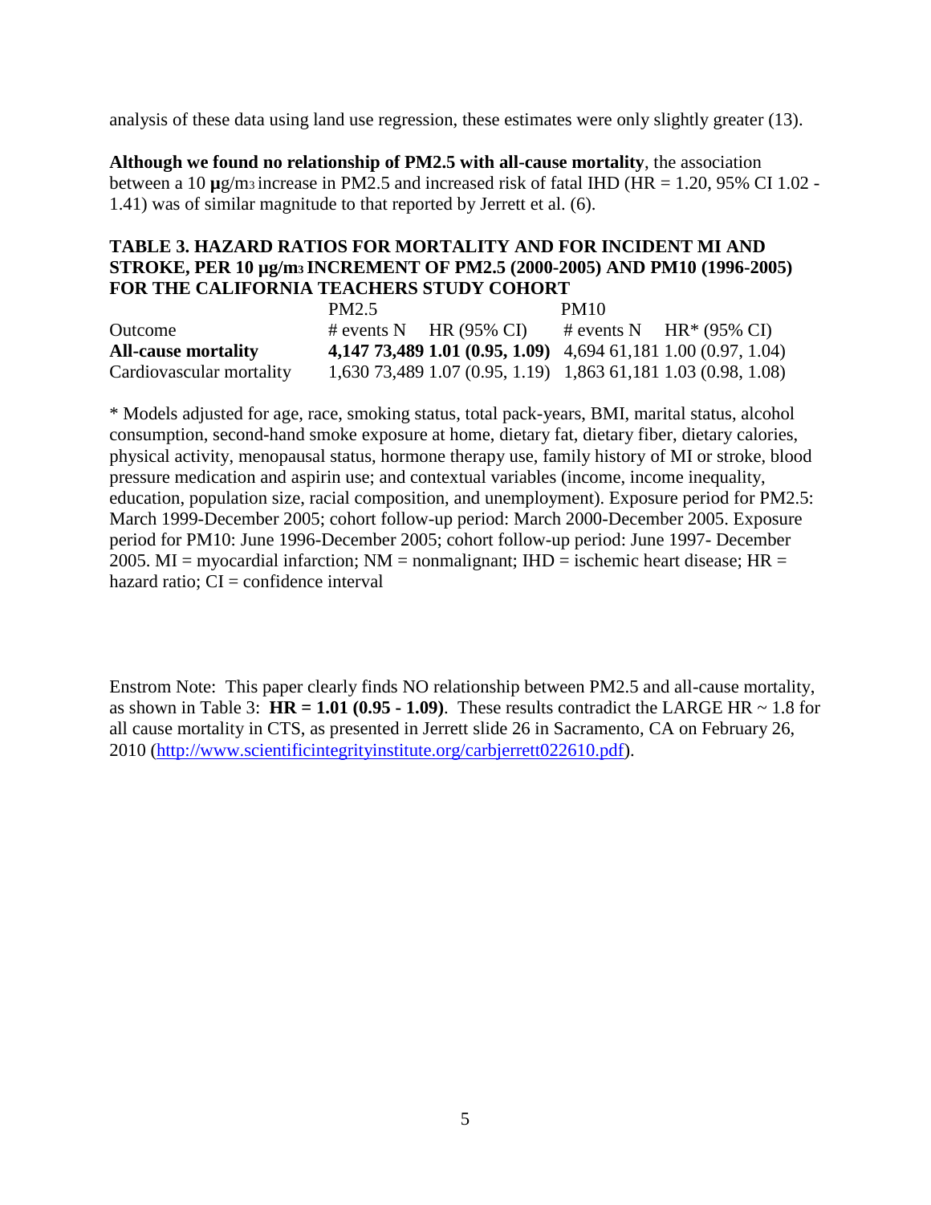analysis of these data using land use regression, these estimates were only slightly greater (13).

**Although we found no relationship of PM2.5 with all-cause mortality**, the association between a 10 **µ**g/m3 increase in PM2.5 and increased risk of fatal IHD (HR = 1.20, 95% CI 1.02 - 1.41) was of similar magnitude to that reported by Jerrett et al. (6).

**TABLE 3. HAZARD RATIOS FOR MORTALITY AND FOR INCIDENT MI AND STROKE, PER 10 µg/m3 INCREMENT OF PM2.5 (2000-2005) AND PM10 (1996-2005) FOR THE CALIFORNIA TEACHERS STUDY COHORT**

| | PM2.5 | | | PM10 | | |
|---|---|---|---|---|---|---|
| Outcome | # events | N | HR (95% CI) | # events | N | HR* (95% CI) |
| **All-cause mortality** | **4,147** | **73,489** | **1.01 (0.95, 1.09)** | 4,694 | 61,181 | 1.00 (0.97, 1.04) |
| Cardiovascular mortality | 1,630 | 73,489 | 1.07 (0.95, 1.19) | 1,863 | 61,181 | 1.03 (0.98, 1.08) |

* Models adjusted for age, race, smoking status, total pack-years, BMI, marital status, alcohol consumption, second-hand smoke exposure at home, dietary fat, dietary fiber, dietary calories, physical activity, menopausal status, hormone therapy use, family history of MI or stroke, blood pressure medication and aspirin use; and contextual variables (income, income inequality, education, population size, racial composition, and unemployment). Exposure period for PM2.5: March 1999-December 2005; cohort follow-up period: March 2000-December 2005. Exposure period for PM10: June 1996-December 2005; cohort follow-up period: June 1997- December 2005. MI = myocardial infarction; NM = nonmalignant; IHD = ischemic heart disease; HR = hazard ratio; CI = confidence interval

Enstrom Note: This paper clearly finds NO relationship between PM2.5 and all-cause mortality, as shown in Table 3: **HR = 1.01 (0.95 - 1.09)**. These results contradict the LARGE HR ~ 1.8 for all cause mortality in CTS, as presented in Jerrett slide 26 in Sacramento, CA on February 26, 2010 (http://www.scientificintegrityinstitute.org/carbjerrett022610.pdf).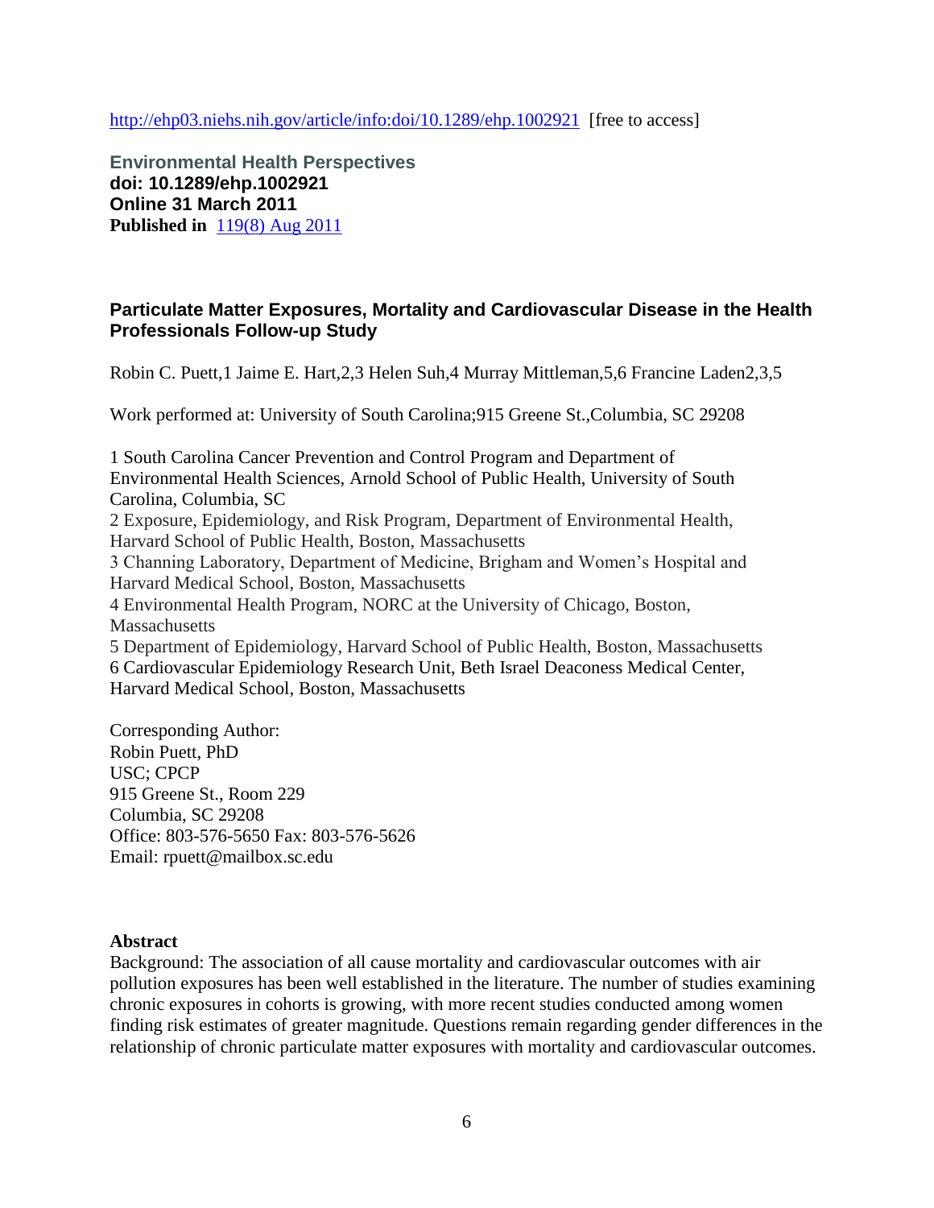http://ehp03.niehs.nih.gov/article/info:doi/10.1289/ehp.1002921 [free to access]

**Environmental Health Perspectives**
**doi: 10.1289/ehp.1002921**
**Online 31 March 2011**
**Published in** 119(8) Aug 2011

## Particulate Matter Exposures, Mortality and Cardiovascular Disease in the Health Professionals Follow-up Study

Robin C. Puett,[1] Jaime E. Hart,[2,3] Helen Suh,[4] Murray Mittleman,[5,6] Francine Laden[2,3,5]

Work performed at: University of South Carolina;915 Greene St.,Columbia, SC 29208

1 South Carolina Cancer Prevention and Control Program and Department of Environmental Health Sciences, Arnold School of Public Health, University of South Carolina, Columbia, SC
2 Exposure, Epidemiology, and Risk Program, Department of Environmental Health, Harvard School of Public Health, Boston, Massachusetts
3 Channing Laboratory, Department of Medicine, Brigham and Women's Hospital and Harvard Medical School, Boston, Massachusetts
4 Environmental Health Program, NORC at the University of Chicago, Boston, Massachusetts
5 Department of Epidemiology, Harvard School of Public Health, Boston, Massachusetts
6 Cardiovascular Epidemiology Research Unit, Beth Israel Deaconess Medical Center, Harvard Medical School, Boston, Massachusetts

Corresponding Author:
Robin Puett, PhD
USC; CPCP
915 Greene St., Room 229
Columbia, SC 29208
Office: 803-576-5650 Fax: 803-576-5626
Email: rpuett@mailbox.sc.edu

**Abstract**

Background: The association of all cause mortality and cardiovascular outcomes with air pollution exposures has been well established in the literature. The number of studies examining chronic exposures in cohorts is growing, with more recent studies conducted among women finding risk estimates of greater magnitude. Questions remain regarding gender differences in the relationship of chronic particulate matter exposures with mortality and cardiovascular outcomes.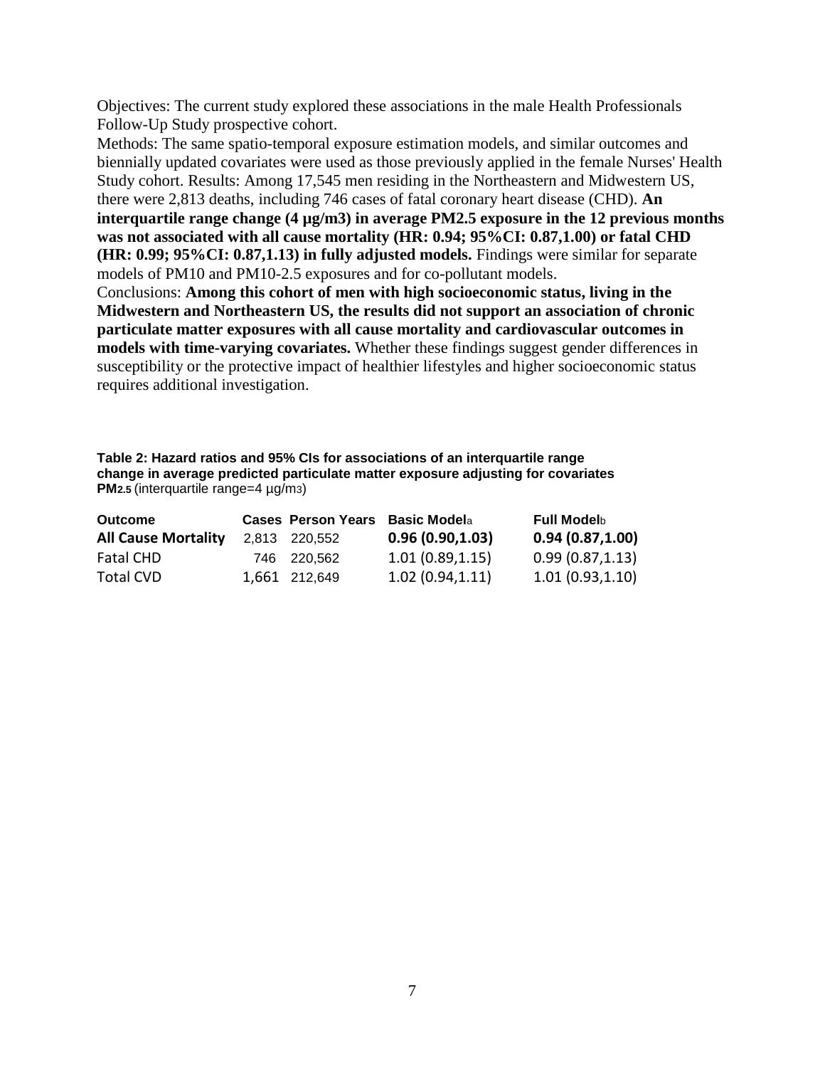Objectives: The current study explored these associations in the male Health Professionals Follow-Up Study prospective cohort.

Methods: The same spatio-temporal exposure estimation models, and similar outcomes and biennially updated covariates were used as those previously applied in the female Nurses' Health Study cohort. Results: Among 17,545 men residing in the Northeastern and Midwestern US, there were 2,813 deaths, including 746 cases of fatal coronary heart disease (CHD). **An interquartile range change (4 μg/m3) in average PM2.5 exposure in the 12 previous months was not associated with all cause mortality (HR: 0.94; 95%CI: 0.87,1.00) or fatal CHD (HR: 0.99; 95%CI: 0.87,1.13) in fully adjusted models.** Findings were similar for separate models of PM10 and PM10-2.5 exposures and for co-pollutant models.

Conclusions: **Among this cohort of men with high socioeconomic status, living in the Midwestern and Northeastern US, the results did not support an association of chronic particulate matter exposures with all cause mortality and cardiovascular outcomes in models with time-varying covariates.** Whether these findings suggest gender differences in susceptibility or the protective impact of healthier lifestyles and higher socioeconomic status requires additional investigation.

**Table 2: Hazard ratios and 95% CIs for associations of an interquartile range change in average predicted particulate matter exposure adjusting for covariates**
**$PM_{2.5}$** (interquartile range=4 μg/$m^3$)

| Outcome | Cases | Person Years | Basic Model[a] | Full Model[b] |
|---|---|---|---|---|
| **All Cause Mortality** | 2,813 | 220,552 | **0.96 (0.90,1.03)** | **0.94 (0.87,1.00)** |
| Fatal CHD | 746 | 220,562 | 1.01 (0.89,1.15) | 0.99 (0.87,1.13) |
| Total CVD | 1,661 | 212,649 | 1.02 (0.94,1.11) | 1.01 (0.93,1.10) |